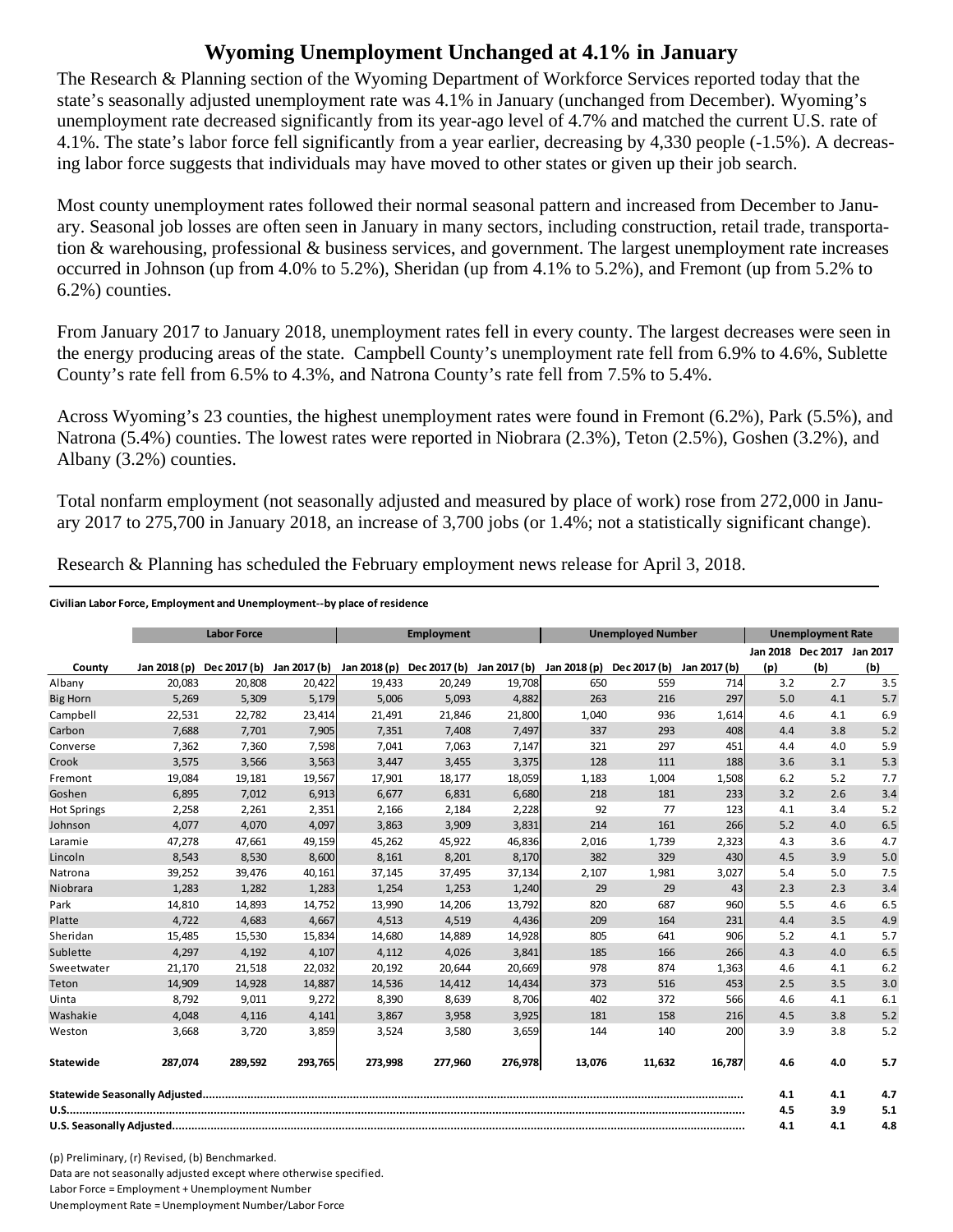# Wyoming Unemployment Unchanged at 4.1% in January

The Research & Planning section of the Wyoming Department of Workforce Services reported today that the state's seasonally adjusted unemployment rate was 4.1% in January (unchanged from December). Wyoming's unemployment rate decreased significantly from its year-ago level of 4.7% and matched the current U.S. rate of 4.1%. The state's labor force fell significantly from a year earlier, decreasing by 4,330 people (-1.5%). A decreasing labor force suggests that individuals may have moved to other states or given up their job search.

Most county unemployment rates followed their normal seasonal pattern and increased from December to January. Seasonal job losses are often seen in January in many sectors, including construction, retail trade, transportation & warehousing, professional & business services, and government. The largest unemployment rate increases occurred in Johnson (up from 4.0% to 5.2%), Sheridan (up from 4.1% to 5.2%), and Fremont (up from 5.2% to 6.2%) counties.

From January 2017 to January 2018, unemployment rates fell in every county. The largest decreases were seen in the energy producing areas of the state. Campbell County's unemployment rate fell from 6.9% to 4.6%, Sublette County's rate fell from 6.5% to 4.3%, and Natrona County's rate fell from 7.5% to 5.4%.

Across Wyoming's 23 counties, the highest unemployment rates were found in Fremont (6.2%), Park (5.5%), and Natrona (5.4%) counties. The lowest rates were reported in Niobrara (2.3%), Teton (2.5%), Goshen (3.2%), and Albany (3.2%) counties.

Total nonfarm employment (not seasonally adjusted and measured by place of work) rose from 272,000 in January 2017 to 275,700 in January 2018, an increase of 3,700 jobs (or 1.4%; not a statistically significant change).

Research & Planning has scheduled the February employment news release for April 3, 2018.

**Civilian Labor Force, Employment and Unemployment--by place of residence**

| | Labor Force | | | Employment | | | Unemployed Number | | | Unemployment Rate | | |
|---|---|---|---|---|---|---|---|---|---|---|---|---|
| County | Jan 2018 (p) | Dec 2017 (b) | Jan 2017 (b) | Jan 2018 (p) | Dec 2017 (b) | Jan 2017 (b) | Jan 2018 (p) | Dec 2017 (b) | Jan 2017 (b) | Jan 2018 (p) | Dec 2017 (b) | Jan 2017 (b) |
| Albany | 20,083 | 20,808 | 20,422 | 19,433 | 20,249 | 19,708 | 650 | 559 | 714 | 3.2 | 2.7 | 3.5 |
| Big Horn | 5,269 | 5,309 | 5,179 | 5,006 | 5,093 | 4,882 | 263 | 216 | 297 | 5.0 | 4.1 | 5.7 |
| Campbell | 22,531 | 22,782 | 23,414 | 21,491 | 21,846 | 21,800 | 1,040 | 936 | 1,614 | 4.6 | 4.1 | 6.9 |
| Carbon | 7,688 | 7,701 | 7,905 | 7,351 | 7,408 | 7,497 | 337 | 293 | 408 | 4.4 | 3.8 | 5.2 |
| Converse | 7,362 | 7,360 | 7,598 | 7,041 | 7,063 | 7,147 | 321 | 297 | 451 | 4.4 | 4.0 | 5.9 |
| Crook | 3,575 | 3,566 | 3,563 | 3,447 | 3,455 | 3,375 | 128 | 111 | 188 | 3.6 | 3.1 | 5.3 |
| Fremont | 19,084 | 19,181 | 19,567 | 17,901 | 18,177 | 18,059 | 1,183 | 1,004 | 1,508 | 6.2 | 5.2 | 7.7 |
| Goshen | 6,895 | 7,012 | 6,913 | 6,677 | 6,831 | 6,680 | 218 | 181 | 233 | 3.2 | 2.6 | 3.4 |
| Hot Springs | 2,258 | 2,261 | 2,351 | 2,166 | 2,184 | 2,228 | 92 | 77 | 123 | 4.1 | 3.4 | 5.2 |
| Johnson | 4,077 | 4,070 | 4,097 | 3,863 | 3,909 | 3,831 | 214 | 161 | 266 | 5.2 | 4.0 | 6.5 |
| Laramie | 47,278 | 47,661 | 49,159 | 45,262 | 45,922 | 46,836 | 2,016 | 1,739 | 2,323 | 4.3 | 3.6 | 4.7 |
| Lincoln | 8,543 | 8,530 | 8,600 | 8,161 | 8,201 | 8,170 | 382 | 329 | 430 | 4.5 | 3.9 | 5.0 |
| Natrona | 39,252 | 39,476 | 40,161 | 37,145 | 37,495 | 37,134 | 2,107 | 1,981 | 3,027 | 5.4 | 5.0 | 7.5 |
| Niobrara | 1,283 | 1,282 | 1,283 | 1,254 | 1,253 | 1,240 | 29 | 29 | 43 | 2.3 | 2.3 | 3.4 |
| Park | 14,810 | 14,893 | 14,752 | 13,990 | 14,206 | 13,792 | 820 | 687 | 960 | 5.5 | 4.6 | 6.5 |
| Platte | 4,722 | 4,683 | 4,667 | 4,513 | 4,519 | 4,436 | 209 | 164 | 231 | 4.4 | 3.5 | 4.9 |
| Sheridan | 15,485 | 15,530 | 15,834 | 14,680 | 14,889 | 14,928 | 805 | 641 | 906 | 5.2 | 4.1 | 5.7 |
| Sublette | 4,297 | 4,192 | 4,107 | 4,112 | 4,026 | 3,841 | 185 | 166 | 266 | 4.3 | 4.0 | 6.5 |
| Sweetwater | 21,170 | 21,518 | 22,032 | 20,192 | 20,644 | 20,669 | 978 | 874 | 1,363 | 4.6 | 4.1 | 6.2 |
| Teton | 14,909 | 14,928 | 14,887 | 14,536 | 14,412 | 14,434 | 373 | 516 | 453 | 2.5 | 3.5 | 3.0 |
| Uinta | 8,792 | 9,011 | 9,272 | 8,390 | 8,639 | 8,706 | 402 | 372 | 566 | 4.6 | 4.1 | 6.1 |
| Washakie | 4,048 | 4,116 | 4,141 | 3,867 | 3,958 | 3,925 | 181 | 158 | 216 | 4.5 | 3.8 | 5.2 |
| Weston | 3,668 | 3,720 | 3,859 | 3,524 | 3,580 | 3,659 | 144 | 140 | 200 | 3.9 | 3.8 | 5.2 |
| **Statewide** | **287,074** | **289,592** | **293,765** | **273,998** | **277,960** | **276,978** | **13,076** | **11,632** | **16,787** | **4.6** | **4.0** | **5.7** |
| **Statewide Seasonally Adjusted** | | | | | | | | | | **4.1** | **4.1** | **4.7** |
| **U.S.** | | | | | | | | | | **4.5** | **3.9** | **5.1** |
| **U.S. Seasonally Adjusted** | | | | | | | | | | **4.1** | **4.1** | **4.8** |

(p) Preliminary, (r) Revised, (b) Benchmarked.

Data are not seasonally adjusted except where otherwise specified.

Labor Force = Employment + Unemployment Number

Unemployment Rate = Unemployment Number/Labor Force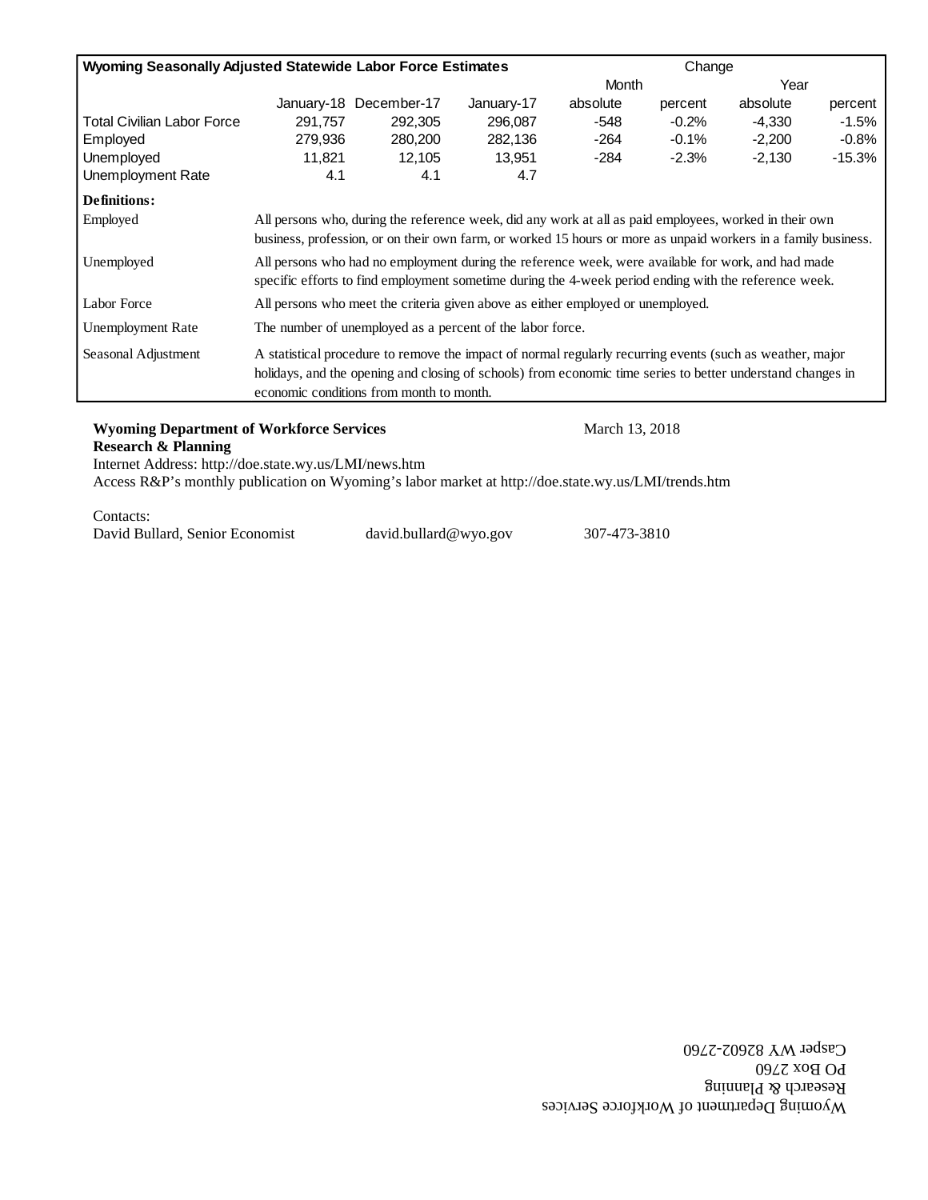| Wyoming Seasonally Adjusted Statewide Labor Force Estimates | | | | Change | | | |
|---|---|---|---|---|---|---|---|
| | | | | Month | | Year | |
| | January-18 | December-17 | January-17 | absolute | percent | absolute | percent |
| Total Civilian Labor Force | 291,757 | 292,305 | 296,087 | -548 | -0.2% | -4,330 | -1.5% |
| Employed | 279,936 | 280,200 | 282,136 | -264 | -0.1% | -2,200 | -0.8% |
| Unemployed | 11,821 | 12,105 | 13,951 | -284 | -2.3% | -2,130 | -15.3% |
| Unemployment Rate | 4.1 | 4.1 | 4.7 | | | | |

**Definitions:**

| | |
|---|---|
| Employed | All persons who, during the reference week, did any work at all as paid employees, worked in their own business, profession, or on their own farm, or worked 15 hours or more as unpaid workers in a family business. |
| Unemployed | All persons who had no employment during the reference week, were available for work, and had made specific efforts to find employment sometime during the 4-week period ending with the reference week. |
| Labor Force | All persons who meet the criteria given above as either employed or unemployed. |
| Unemployment Rate | The number of unemployed as a percent of the labor force. |
| Seasonal Adjustment | A statistical procedure to remove the impact of normal regularly recurring events (such as weather, major holidays, and the opening and closing of schools) from economic time series to better understand changes in economic conditions from month to month. |

**Wyoming Department of Workforce Services** March 13, 2018
**Research & Planning**
Internet Address: http://doe.state.wy.us/LMI/news.htm
Access R&P's monthly publication on Wyoming's labor market at http://doe.state.wy.us/LMI/trends.htm

Contacts:
David Bullard, Senior Economist david.bullard@wyo.gov 307-473-3810

Wyoming Department of Workforce Services
Research & Planning
PO Box 2760
Casper WY 82602-2760